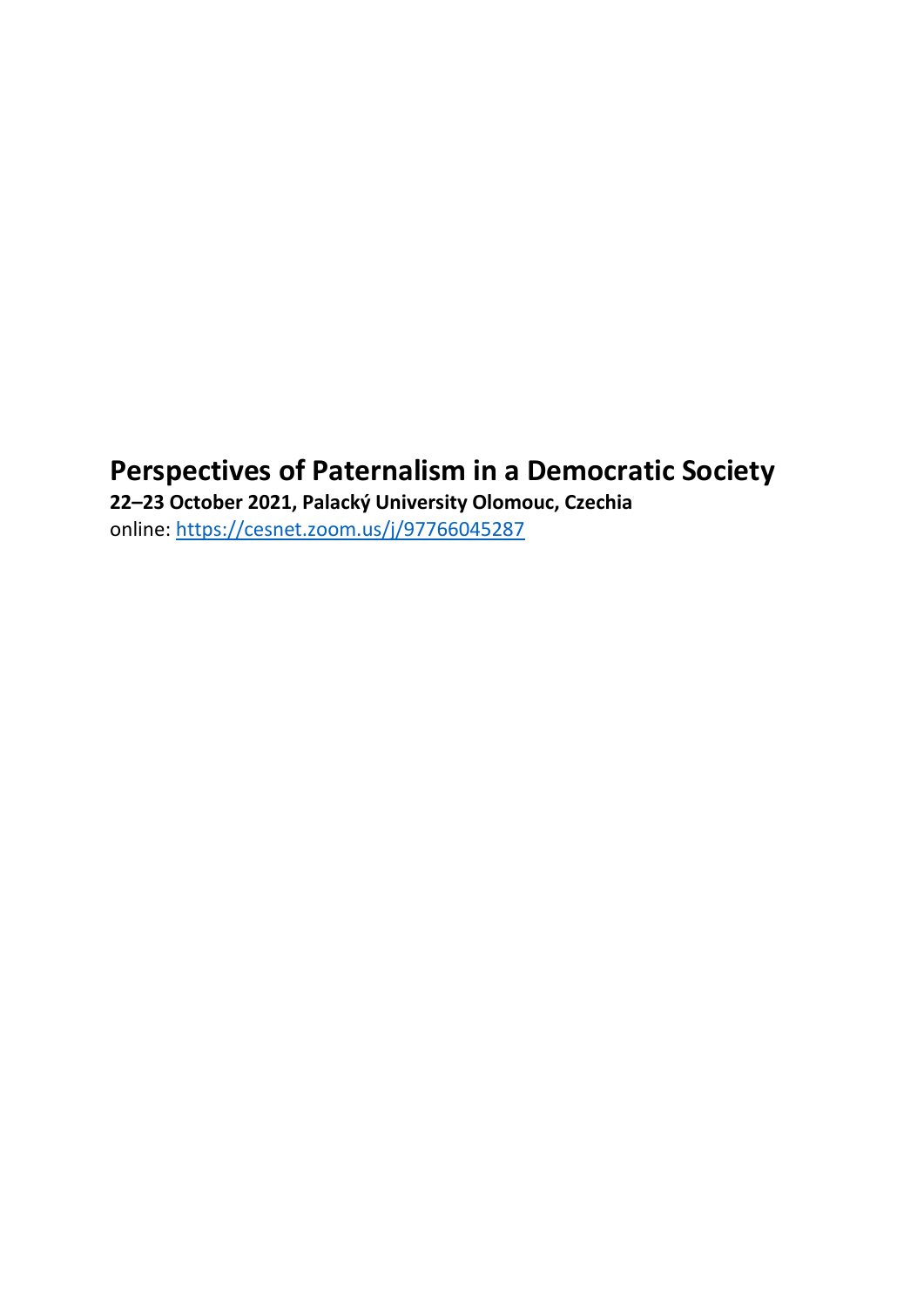# Perspectives of Paternalism in a Democratic Society

**22–23 October 2021, Palacký University Olomouc, Czechia**

online: https://cesnet.zoom.us/j/97766045287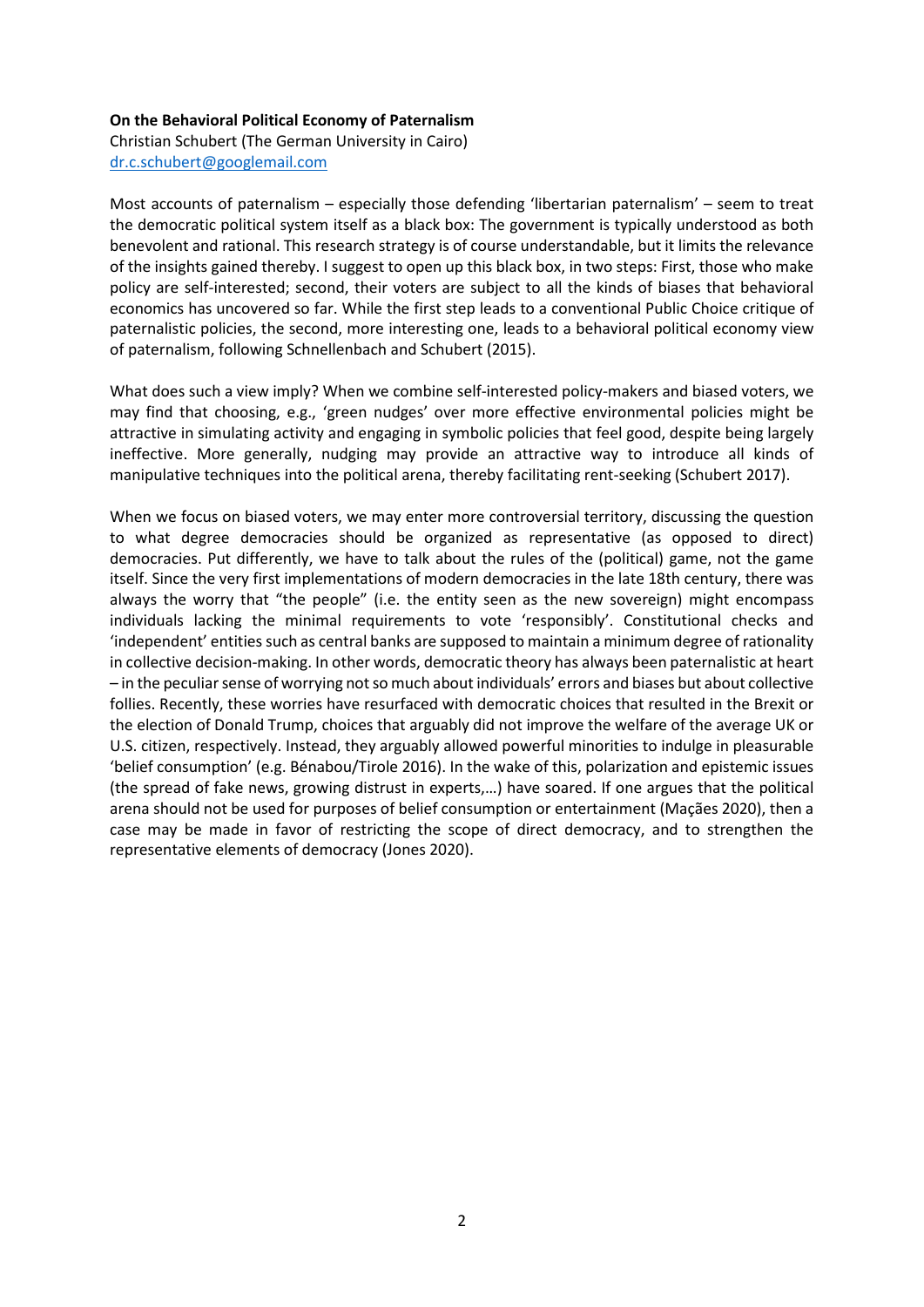**On the Behavioral Political Economy of Paternalism**

Christian Schubert (The German University in Cairo)
dr.c.schubert@googlemail.com

Most accounts of paternalism – especially those defending 'libertarian paternalism' – seem to treat the democratic political system itself as a black box: The government is typically understood as both benevolent and rational. This research strategy is of course understandable, but it limits the relevance of the insights gained thereby. I suggest to open up this black box, in two steps: First, those who make policy are self-interested; second, their voters are subject to all the kinds of biases that behavioral economics has uncovered so far. While the first step leads to a conventional Public Choice critique of paternalistic policies, the second, more interesting one, leads to a behavioral political economy view of paternalism, following Schnellenbach and Schubert (2015).

What does such a view imply? When we combine self-interested policy-makers and biased voters, we may find that choosing, e.g., 'green nudges' over more effective environmental policies might be attractive in simulating activity and engaging in symbolic policies that feel good, despite being largely ineffective. More generally, nudging may provide an attractive way to introduce all kinds of manipulative techniques into the political arena, thereby facilitating rent-seeking (Schubert 2017).

When we focus on biased voters, we may enter more controversial territory, discussing the question to what degree democracies should be organized as representative (as opposed to direct) democracies. Put differently, we have to talk about the rules of the (political) game, not the game itself. Since the very first implementations of modern democracies in the late 18th century, there was always the worry that "the people" (i.e. the entity seen as the new sovereign) might encompass individuals lacking the minimal requirements to vote 'responsibly'. Constitutional checks and 'independent' entities such as central banks are supposed to maintain a minimum degree of rationality in collective decision-making. In other words, democratic theory has always been paternalistic at heart – in the peculiar sense of worrying not so much about individuals' errors and biases but about collective follies. Recently, these worries have resurfaced with democratic choices that resulted in the Brexit or the election of Donald Trump, choices that arguably did not improve the welfare of the average UK or U.S. citizen, respectively. Instead, they arguably allowed powerful minorities to indulge in pleasurable 'belief consumption' (e.g. Bénabou/Tirole 2016). In the wake of this, polarization and epistemic issues (the spread of fake news, growing distrust in experts,…) have soared. If one argues that the political arena should not be used for purposes of belief consumption or entertainment (Maçães 2020), then a case may be made in favor of restricting the scope of direct democracy, and to strengthen the representative elements of democracy (Jones 2020).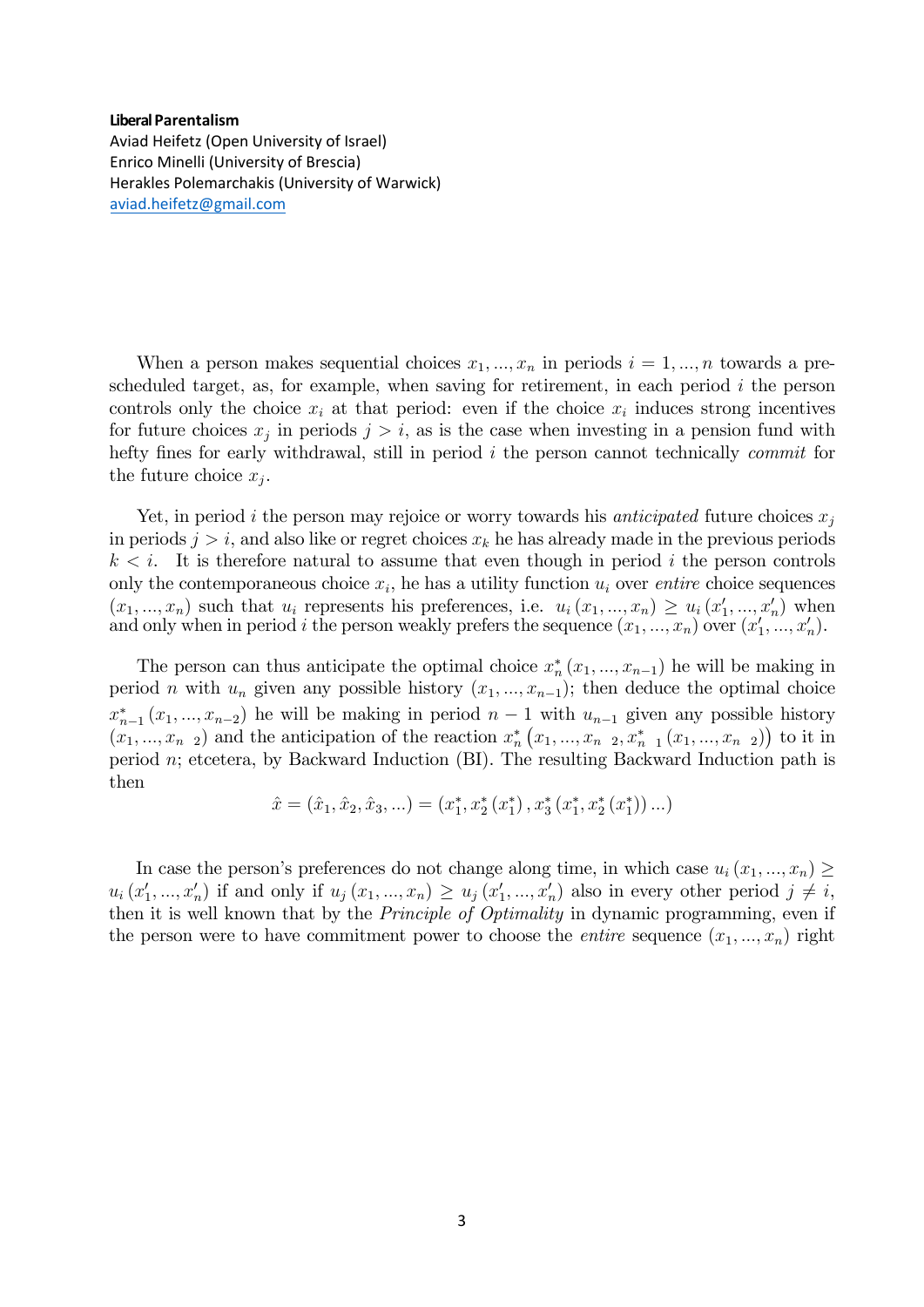**Liberal Parentalism**

Aviad Heifetz (Open University of Israel)
Enrico Minelli (University of Brescia)
Herakles Polemarchakis (University of Warwick)
aviad.heifetz@gmail.com

When a person makes sequential choices $x_1, ..., x_n$ in periods $i = 1, ..., n$ towards a pre-scheduled target, as, for example, when saving for retirement, in each period $i$ the person controls only the choice $x_i$ at that period: even if the choice $x_i$ induces strong incentives for future choices $x_j$ in periods $j > i$, as is the case when investing in a pension fund with hefty fines for early withdrawal, still in period $i$ the person cannot technically *commit* for the future choice $x_j$.

Yet, in period $i$ the person may rejoice or worry towards his *anticipated* future choices $x_j$ in periods $j > i$, and also like or regret choices $x_k$ he has already made in the previous periods $k < i$. It is therefore natural to assume that even though in period $i$ the person controls only the contemporaneous choice $x_i$, he has a utility function $u_i$ over *entire* choice sequences $(x_1, ..., x_n)$ such that $u_i$ represents his preferences, i.e. $u_i(x_1, ..., x_n) \geq u_i(x'_1, ..., x'_n)$ when and only when in period $i$ the person weakly prefers the sequence $(x_1, ..., x_n)$ over $(x'_1, ..., x'_n)$.

The person can thus anticipate the optimal choice $x_n^*(x_1, ..., x_{n-1})$ he will be making in period $n$ with $u_n$ given any possible history $(x_1, ..., x_{n-1})$; then deduce the optimal choice $x_{n-1}^*(x_1, ..., x_{n-2})$ he will be making in period $n-1$ with $u_{n-1}$ given any possible history $(x_1, ..., x_{n-2})$ and the anticipation of the reaction $x_n^*\left(x_1, ..., x_{n-2}, x_{n-1}^*(x_1, ..., x_{n-2})\right)$ to it in period $n$; etcetera, by Backward Induction (BI). The resulting Backward Induction path is then

$$\hat{x} = (\hat{x}_1, \hat{x}_2, \hat{x}_3, ...) = (x_1^*, x_2^*(x_1^*), x_3^*(x_1^*, x_2^*(x_1^*)) ...)$$

In case the person's preferences do not change along time, in which case $u_i(x_1, ..., x_n) \geq u_i(x'_1, ..., x'_n)$ if and only if $u_j(x_1, ..., x_n) \geq u_j(x'_1, ..., x'_n)$ also in every other period $j \neq i$, then it is well known that by the *Principle of Optimality* in dynamic programming, even if the person were to have commitment power to choose the *entire* sequence $(x_1, ..., x_n)$ right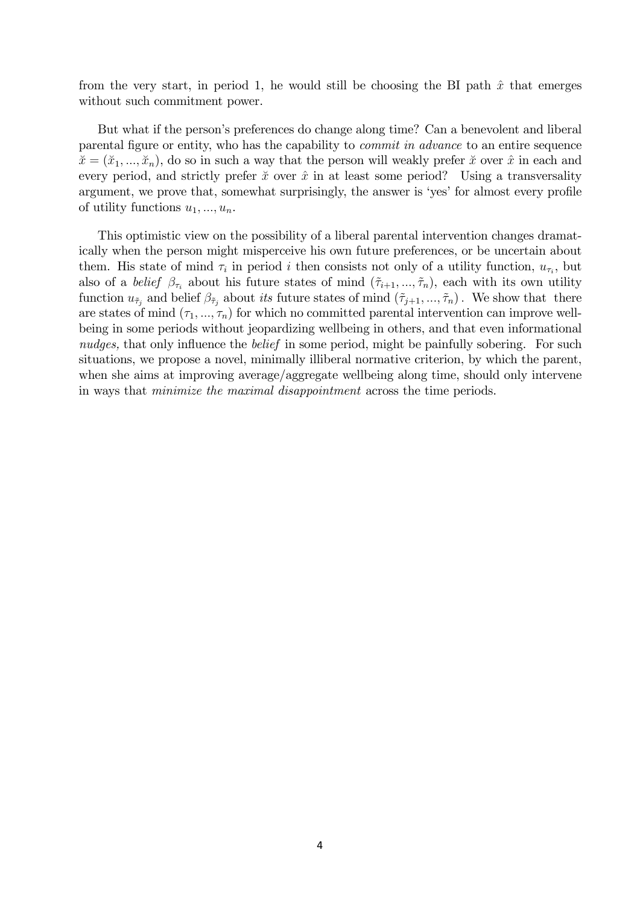from the very start, in period 1, he would still be choosing the BI path $\hat{x}$ that emerges without such commitment power.

But what if the person's preferences do change along time? Can a benevolent and liberal parental figure or entity, who has the capability to *commit in advance* to an entire sequence $\breve{x} = (\breve{x}_1, ..., \breve{x}_n)$, do so in such a way that the person will weakly prefer $\breve{x}$ over $\hat{x}$ in each and every period, and strictly prefer $\breve{x}$ over $\hat{x}$ in at least some period? Using a transversality argument, we prove that, somewhat surprisingly, the answer is 'yes' for almost every profile of utility functions $u_1, ..., u_n$.

This optimistic view on the possibility of a liberal parental intervention changes dramatically when the person might misperceive his own future preferences, or be uncertain about them. His state of mind $\tau_i$ in period $i$ then consists not only of a utility function, $u_{\tau_i}$, but also of a *belief* $\beta_{\tau_i}$ about his future states of mind $(\tilde{\tau}_{i+1}, ..., \tilde{\tau}_n)$, each with its own utility function $u_{\tilde{\tau}_j}$ and belief $\beta_{\tilde{\tau}_j}$ about *its* future states of mind $(\tilde{\tau}_{j+1}, ..., \tilde{\tau}_n)$. We show that there are states of mind $(\tau_1, ..., \tau_n)$ for which no committed parental intervention can improve wellbeing in some periods without jeopardizing wellbeing in others, and that even informational *nudges,* that only influence the *belief* in some period, might be painfully sobering. For such situations, we propose a novel, minimally illiberal normative criterion, by which the parent, when she aims at improving average/aggregate wellbeing along time, should only intervene in ways that *minimize the maximal disappointment* across the time periods.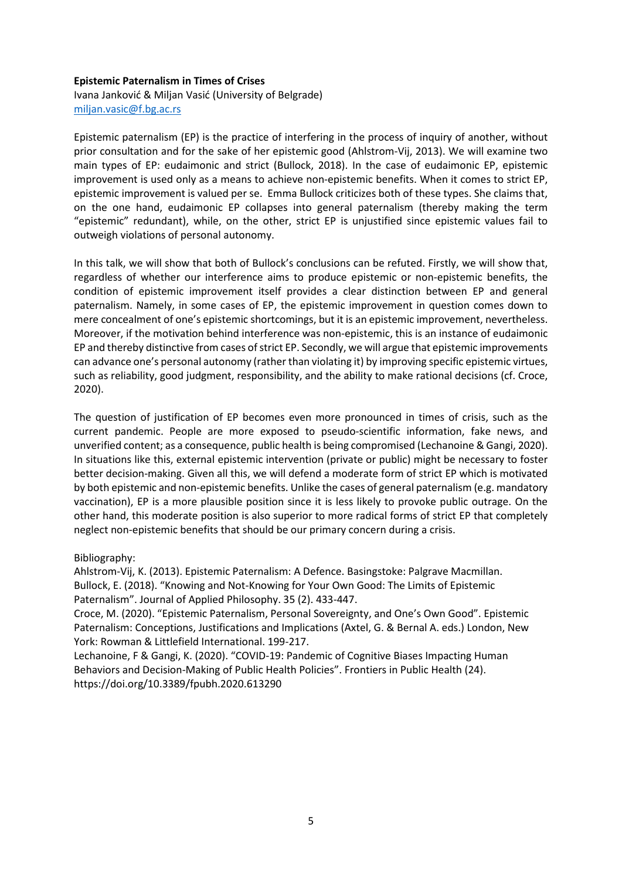**Epistemic Paternalism in Times of Crises**

Ivana Janković & Miljan Vasić (University of Belgrade)
miljan.vasic@f.bg.ac.rs

Epistemic paternalism (EP) is the practice of interfering in the process of inquiry of another, without prior consultation and for the sake of her epistemic good (Ahlstrom-Vij, 2013). We will examine two main types of EP: eudaimonic and strict (Bullock, 2018). In the case of eudaimonic EP, epistemic improvement is used only as a means to achieve non-epistemic benefits. When it comes to strict EP, epistemic improvement is valued per se. Emma Bullock criticizes both of these types. She claims that, on the one hand, eudaimonic EP collapses into general paternalism (thereby making the term "epistemic" redundant), while, on the other, strict EP is unjustified since epistemic values fail to outweigh violations of personal autonomy.

In this talk, we will show that both of Bullock's conclusions can be refuted. Firstly, we will show that, regardless of whether our interference aims to produce epistemic or non-epistemic benefits, the condition of epistemic improvement itself provides a clear distinction between EP and general paternalism. Namely, in some cases of EP, the epistemic improvement in question comes down to mere concealment of one's epistemic shortcomings, but it is an epistemic improvement, nevertheless. Moreover, if the motivation behind interference was non-epistemic, this is an instance of eudaimonic EP and thereby distinctive from cases of strict EP. Secondly, we will argue that epistemic improvements can advance one's personal autonomy (rather than violating it) by improving specific epistemic virtues, such as reliability, good judgment, responsibility, and the ability to make rational decisions (cf. Croce, 2020).

The question of justification of EP becomes even more pronounced in times of crisis, such as the current pandemic. People are more exposed to pseudo-scientific information, fake news, and unverified content; as a consequence, public health is being compromised (Lechanoine & Gangi, 2020). In situations like this, external epistemic intervention (private or public) might be necessary to foster better decision-making. Given all this, we will defend a moderate form of strict EP which is motivated by both epistemic and non-epistemic benefits. Unlike the cases of general paternalism (e.g. mandatory vaccination), EP is a more plausible position since it is less likely to provoke public outrage. On the other hand, this moderate position is also superior to more radical forms of strict EP that completely neglect non-epistemic benefits that should be our primary concern during a crisis.

Bibliography:

Ahlstrom-Vij, K. (2013). Epistemic Paternalism: A Defence. Basingstoke: Palgrave Macmillan.

Bullock, E. (2018). "Knowing and Not-Knowing for Your Own Good: The Limits of Epistemic Paternalism". Journal of Applied Philosophy. 35 (2). 433-447.

Croce, M. (2020). "Epistemic Paternalism, Personal Sovereignty, and One's Own Good". Epistemic Paternalism: Conceptions, Justifications and Implications (Axtel, G. & Bernal A. eds.) London, New York: Rowman & Littlefield International. 199-217.

Lechanoine, F & Gangi, K. (2020). "COVID-19: Pandemic of Cognitive Biases Impacting Human Behaviors and Decision-Making of Public Health Policies". Frontiers in Public Health (24). https://doi.org/10.3389/fpubh.2020.613290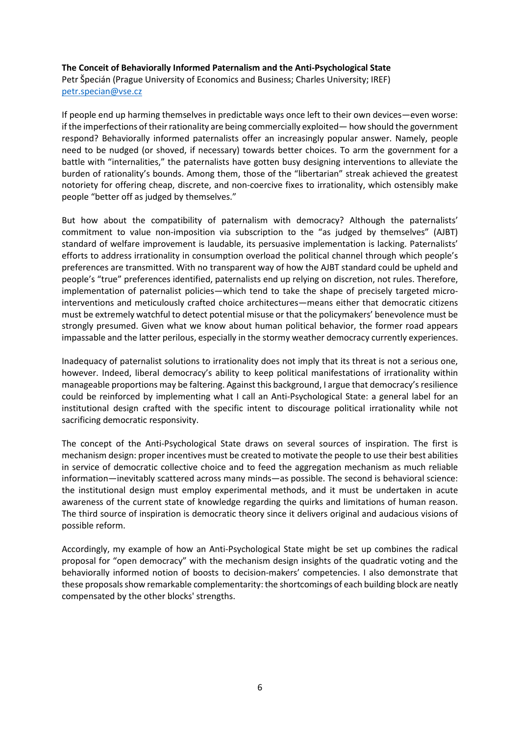**The Conceit of Behaviorally Informed Paternalism and the Anti-Psychological State**
Petr Špecián (Prague University of Economics and Business; Charles University; IREF)
petr.specian@vse.cz

If people end up harming themselves in predictable ways once left to their own devices—even worse: if the imperfections of their rationality are being commercially exploited— how should the government respond? Behaviorally informed paternalists offer an increasingly popular answer. Namely, people need to be nudged (or shoved, if necessary) towards better choices. To arm the government for a battle with "internalities," the paternalists have gotten busy designing interventions to alleviate the burden of rationality's bounds. Among them, those of the "libertarian" streak achieved the greatest notoriety for offering cheap, discrete, and non-coercive fixes to irrationality, which ostensibly make people "better off as judged by themselves."

But how about the compatibility of paternalism with democracy? Although the paternalists' commitment to value non-imposition via subscription to the "as judged by themselves" (AJBT) standard of welfare improvement is laudable, its persuasive implementation is lacking. Paternalists' efforts to address irrationality in consumption overload the political channel through which people's preferences are transmitted. With no transparent way of how the AJBT standard could be upheld and people's "true" preferences identified, paternalists end up relying on discretion, not rules. Therefore, implementation of paternalist policies—which tend to take the shape of precisely targeted micro-interventions and meticulously crafted choice architectures—means either that democratic citizens must be extremely watchful to detect potential misuse or that the policymakers' benevolence must be strongly presumed. Given what we know about human political behavior, the former road appears impassable and the latter perilous, especially in the stormy weather democracy currently experiences.

Inadequacy of paternalist solutions to irrationality does not imply that its threat is not a serious one, however. Indeed, liberal democracy's ability to keep political manifestations of irrationality within manageable proportions may be faltering. Against this background, I argue that democracy's resilience could be reinforced by implementing what I call an Anti-Psychological State: a general label for an institutional design crafted with the specific intent to discourage political irrationality while not sacrificing democratic responsivity.

The concept of the Anti-Psychological State draws on several sources of inspiration. The first is mechanism design: proper incentives must be created to motivate the people to use their best abilities in service of democratic collective choice and to feed the aggregation mechanism as much reliable information—inevitably scattered across many minds—as possible. The second is behavioral science: the institutional design must employ experimental methods, and it must be undertaken in acute awareness of the current state of knowledge regarding the quirks and limitations of human reason. The third source of inspiration is democratic theory since it delivers original and audacious visions of possible reform.

Accordingly, my example of how an Anti-Psychological State might be set up combines the radical proposal for "open democracy" with the mechanism design insights of the quadratic voting and the behaviorally informed notion of boosts to decision-makers' competencies. I also demonstrate that these proposals show remarkable complementarity: the shortcomings of each building block are neatly compensated by the other blocks' strengths.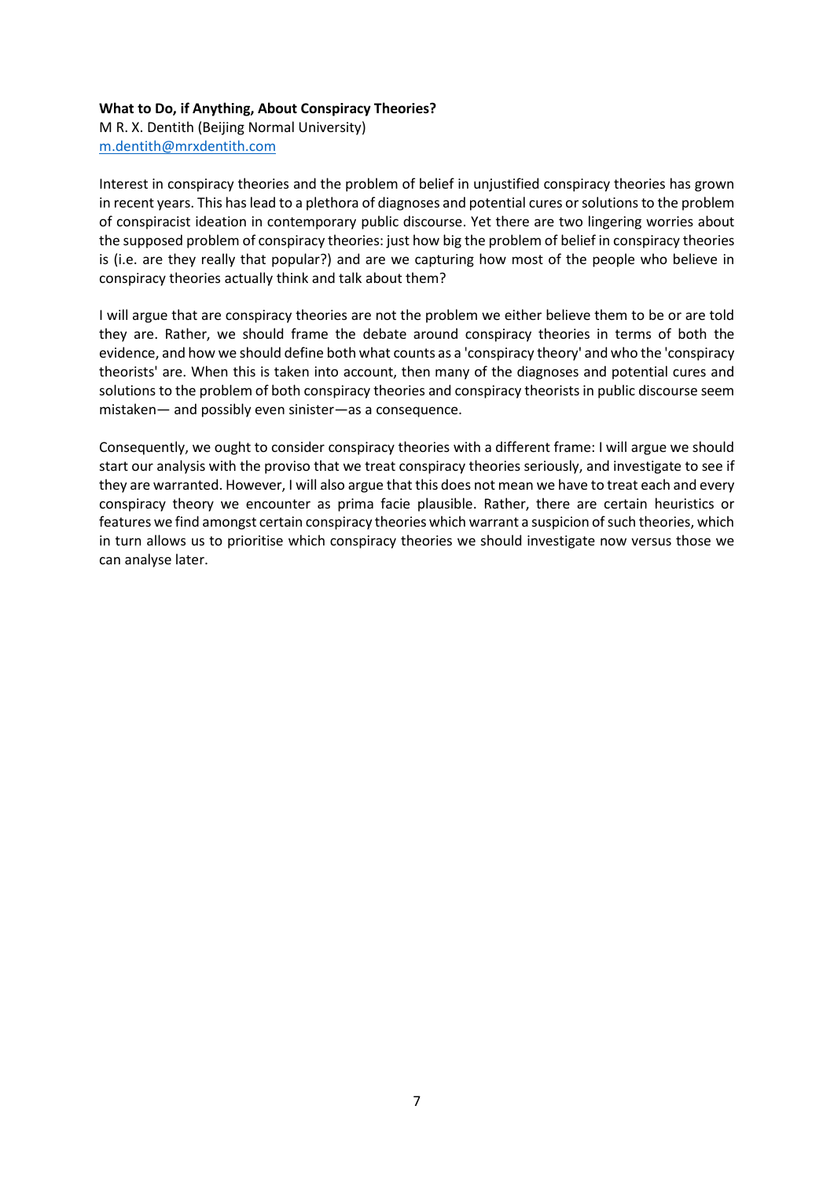**What to Do, if Anything, About Conspiracy Theories?**
M R. X. Dentith (Beijing Normal University)
m.dentith@mrxdentith.com

Interest in conspiracy theories and the problem of belief in unjustified conspiracy theories has grown in recent years. This has lead to a plethora of diagnoses and potential cures or solutions to the problem of conspiracist ideation in contemporary public discourse. Yet there are two lingering worries about the supposed problem of conspiracy theories: just how big the problem of belief in conspiracy theories is (i.e. are they really that popular?) and are we capturing how most of the people who believe in conspiracy theories actually think and talk about them?

I will argue that are conspiracy theories are not the problem we either believe them to be or are told they are. Rather, we should frame the debate around conspiracy theories in terms of both the evidence, and how we should define both what counts as a 'conspiracy theory' and who the 'conspiracy theorists' are. When this is taken into account, then many of the diagnoses and potential cures and solutions to the problem of both conspiracy theories and conspiracy theorists in public discourse seem mistaken— and possibly even sinister—as a consequence.

Consequently, we ought to consider conspiracy theories with a different frame: I will argue we should start our analysis with the proviso that we treat conspiracy theories seriously, and investigate to see if they are warranted. However, I will also argue that this does not mean we have to treat each and every conspiracy theory we encounter as prima facie plausible. Rather, there are certain heuristics or features we find amongst certain conspiracy theories which warrant a suspicion of such theories, which in turn allows us to prioritise which conspiracy theories we should investigate now versus those we can analyse later.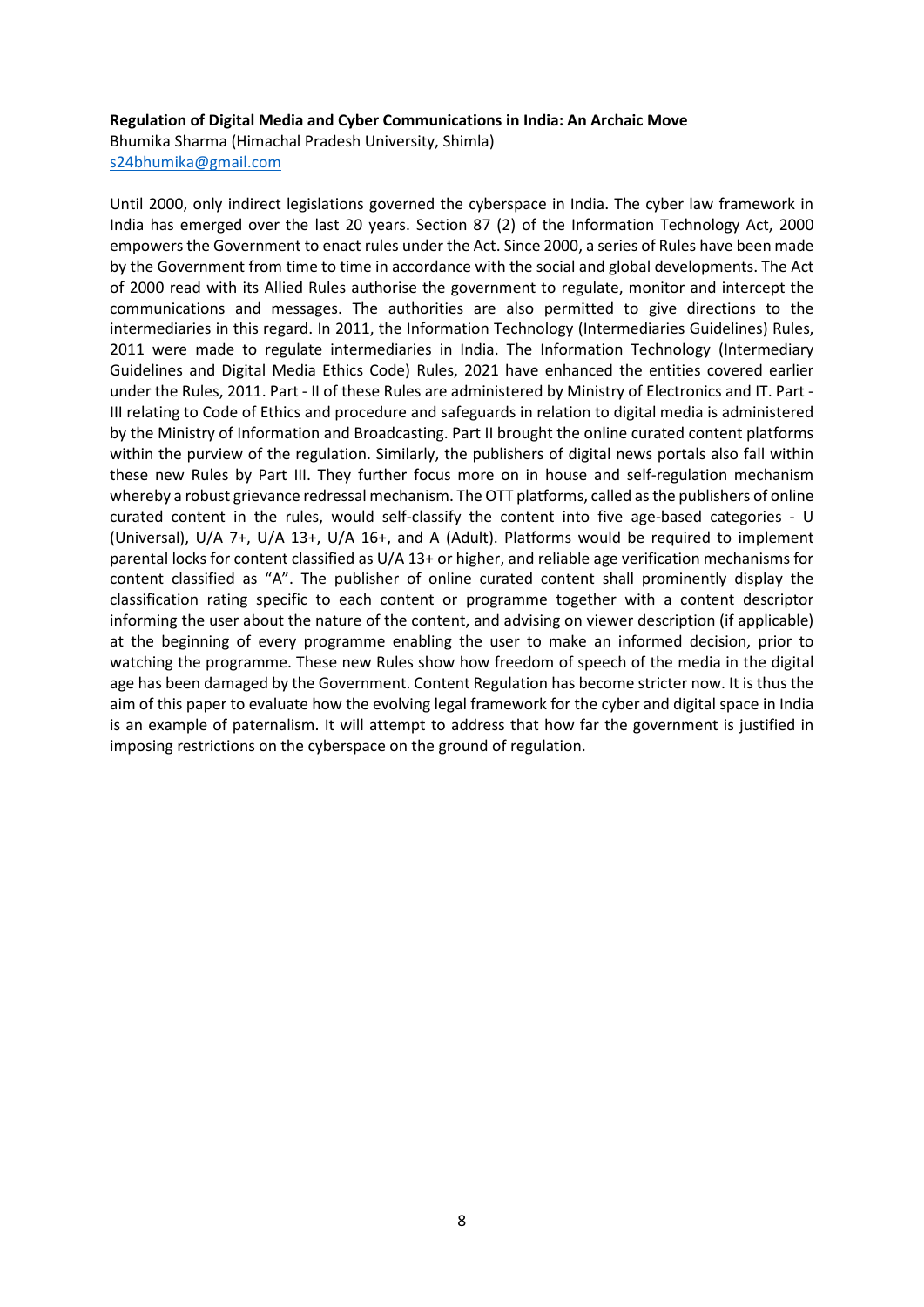**Regulation of Digital Media and Cyber Communications in India: An Archaic Move**

Bhumika Sharma (Himachal Pradesh University, Shimla)

s24bhumika@gmail.com

Until 2000, only indirect legislations governed the cyberspace in India. The cyber law framework in India has emerged over the last 20 years. Section 87 (2) of the Information Technology Act, 2000 empowers the Government to enact rules under the Act. Since 2000, a series of Rules have been made by the Government from time to time in accordance with the social and global developments. The Act of 2000 read with its Allied Rules authorise the government to regulate, monitor and intercept the communications and messages. The authorities are also permitted to give directions to the intermediaries in this regard. In 2011, the Information Technology (Intermediaries Guidelines) Rules, 2011 were made to regulate intermediaries in India. The Information Technology (Intermediary Guidelines and Digital Media Ethics Code) Rules, 2021 have enhanced the entities covered earlier under the Rules, 2011. Part - II of these Rules are administered by Ministry of Electronics and IT. Part - III relating to Code of Ethics and procedure and safeguards in relation to digital media is administered by the Ministry of Information and Broadcasting. Part II brought the online curated content platforms within the purview of the regulation. Similarly, the publishers of digital news portals also fall within these new Rules by Part III. They further focus more on in house and self-regulation mechanism whereby a robust grievance redressal mechanism. The OTT platforms, called as the publishers of online curated content in the rules, would self-classify the content into five age-based categories - U (Universal), U/A 7+, U/A 13+, U/A 16+, and A (Adult). Platforms would be required to implement parental locks for content classified as U/A 13+ or higher, and reliable age verification mechanisms for content classified as "A". The publisher of online curated content shall prominently display the classification rating specific to each content or programme together with a content descriptor informing the user about the nature of the content, and advising on viewer description (if applicable) at the beginning of every programme enabling the user to make an informed decision, prior to watching the programme. These new Rules show how freedom of speech of the media in the digital age has been damaged by the Government. Content Regulation has become stricter now. It is thus the aim of this paper to evaluate how the evolving legal framework for the cyber and digital space in India is an example of paternalism. It will attempt to address that how far the government is justified in imposing restrictions on the cyberspace on the ground of regulation.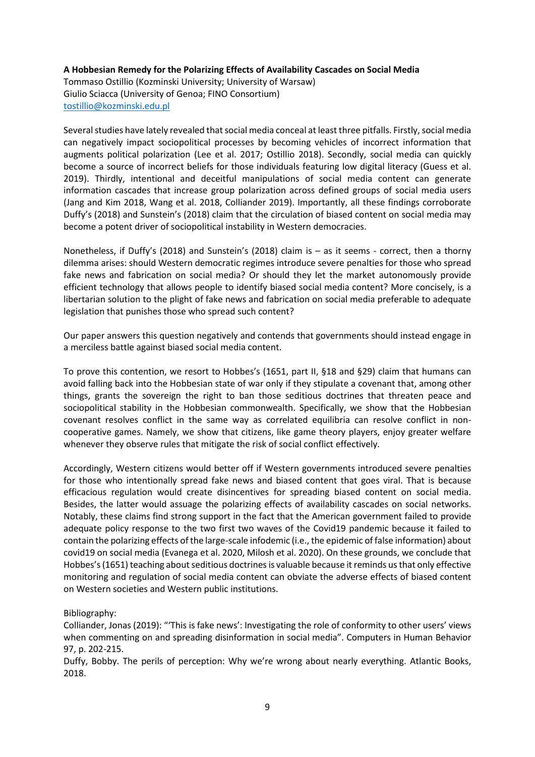**A Hobbesian Remedy for the Polarizing Effects of Availability Cascades on Social Media**

Tommaso Ostillio (Kozminski University; University of Warsaw)
Giulio Sciacca (University of Genoa; FINO Consortium)
tostillio@kozminski.edu.pl

Several studies have lately revealed that social media conceal at least three pitfalls. Firstly, social media can negatively impact sociopolitical processes by becoming vehicles of incorrect information that augments political polarization (Lee et al. 2017; Ostillio 2018). Secondly, social media can quickly become a source of incorrect beliefs for those individuals featuring low digital literacy (Guess et al. 2019). Thirdly, intentional and deceitful manipulations of social media content can generate information cascades that increase group polarization across defined groups of social media users (Jang and Kim 2018, Wang et al. 2018, Colliander 2019). Importantly, all these findings corroborate Duffy's (2018) and Sunstein's (2018) claim that the circulation of biased content on social media may become a potent driver of sociopolitical instability in Western democracies.

Nonetheless, if Duffy's (2018) and Sunstein's (2018) claim is – as it seems - correct, then a thorny dilemma arises: should Western democratic regimes introduce severe penalties for those who spread fake news and fabrication on social media? Or should they let the market autonomously provide efficient technology that allows people to identify biased social media content? More concisely, is a libertarian solution to the plight of fake news and fabrication on social media preferable to adequate legislation that punishes those who spread such content?

Our paper answers this question negatively and contends that governments should instead engage in a merciless battle against biased social media content.

To prove this contention, we resort to Hobbes's (1651, part II, §18 and §29) claim that humans can avoid falling back into the Hobbesian state of war only if they stipulate a covenant that, among other things, grants the sovereign the right to ban those seditious doctrines that threaten peace and sociopolitical stability in the Hobbesian commonwealth. Specifically, we show that the Hobbesian covenant resolves conflict in the same way as correlated equilibria can resolve conflict in non-cooperative games. Namely, we show that citizens, like game theory players, enjoy greater welfare whenever they observe rules that mitigate the risk of social conflict effectively.

Accordingly, Western citizens would better off if Western governments introduced severe penalties for those who intentionally spread fake news and biased content that goes viral. That is because efficacious regulation would create disincentives for spreading biased content on social media. Besides, the latter would assuage the polarizing effects of availability cascades on social networks. Notably, these claims find strong support in the fact that the American government failed to provide adequate policy response to the two first two waves of the Covid19 pandemic because it failed to contain the polarizing effects of the large-scale infodemic (i.e., the epidemic of false information) about covid19 on social media (Evanega et al. 2020, Milosh et al. 2020). On these grounds, we conclude that Hobbes's (1651) teaching about seditious doctrines is valuable because it reminds us that only effective monitoring and regulation of social media content can obviate the adverse effects of biased content on Western societies and Western public institutions.

Bibliography:

Colliander, Jonas (2019): "'This is fake news': Investigating the role of conformity to other users' views when commenting on and spreading disinformation in social media". Computers in Human Behavior 97, p. 202-215.

Duffy, Bobby. The perils of perception: Why we're wrong about nearly everything. Atlantic Books, 2018.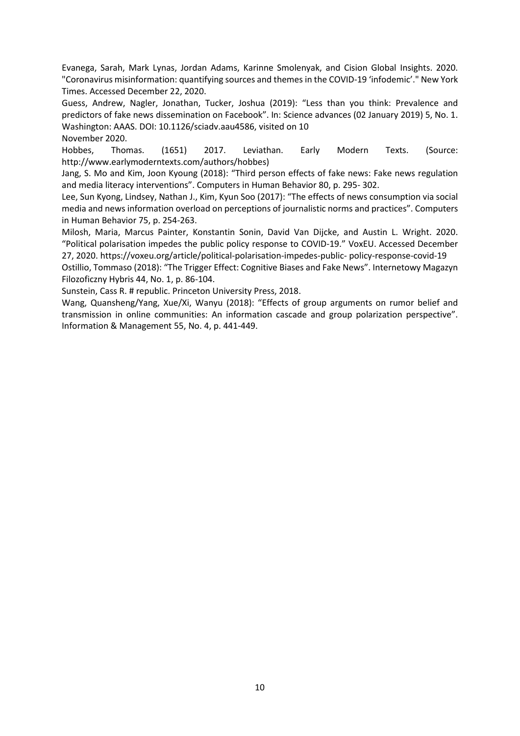Evanega, Sarah, Mark Lynas, Jordan Adams, Karinne Smolenyak, and Cision Global Insights. 2020. "Coronavirus misinformation: quantifying sources and themes in the COVID-19 'infodemic'." New York Times. Accessed December 22, 2020.

Guess, Andrew, Nagler, Jonathan, Tucker, Joshua (2019): "Less than you think: Prevalence and predictors of fake news dissemination on Facebook". In: Science advances (02 January 2019) 5, No. 1. Washington: AAAS. DOI: 10.1126/sciadv.aau4586, visited on 10 November 2020.

Hobbes, Thomas. (1651) 2017. Leviathan. Early Modern Texts. (Source: http://www.earlymoderntexts.com/authors/hobbes)

Jang, S. Mo and Kim, Joon Kyoung (2018): "Third person effects of fake news: Fake news regulation and media literacy interventions". Computers in Human Behavior 80, p. 295- 302.

Lee, Sun Kyong, Lindsey, Nathan J., Kim, Kyun Soo (2017): "The effects of news consumption via social media and news information overload on perceptions of journalistic norms and practices". Computers in Human Behavior 75, p. 254-263.

Milosh, Maria, Marcus Painter, Konstantin Sonin, David Van Dijcke, and Austin L. Wright. 2020. "Political polarisation impedes the public policy response to COVID-19." VoxEU. Accessed December 27, 2020. https://voxeu.org/article/political-polarisation-impedes-public- policy-response-covid-19

Ostillio, Tommaso (2018): "The Trigger Effect: Cognitive Biases and Fake News". Internetowy Magazyn Filozoficzny Hybris 44, No. 1, p. 86-104.

Sunstein, Cass R. # republic. Princeton University Press, 2018.

Wang, Quansheng/Yang, Xue/Xi, Wanyu (2018): "Effects of group arguments on rumor belief and transmission in online communities: An information cascade and group polarization perspective". Information & Management 55, No. 4, p. 441-449.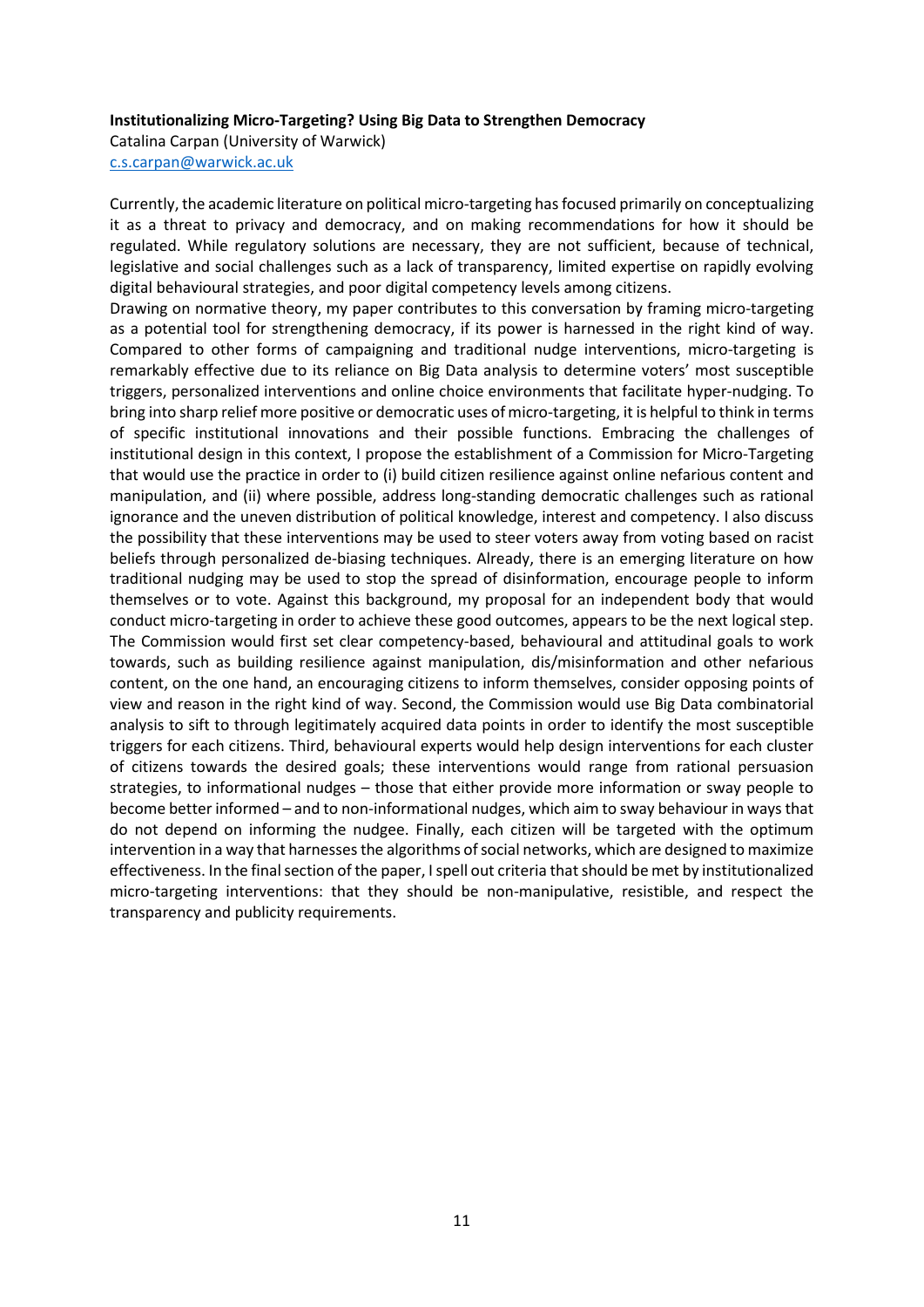**Institutionalizing Micro-Targeting? Using Big Data to Strengthen Democracy**

Catalina Carpan (University of Warwick)

c.s.carpan@warwick.ac.uk

Currently, the academic literature on political micro-targeting has focused primarily on conceptualizing it as a threat to privacy and democracy, and on making recommendations for how it should be regulated. While regulatory solutions are necessary, they are not sufficient, because of technical, legislative and social challenges such as a lack of transparency, limited expertise on rapidly evolving digital behavioural strategies, and poor digital competency levels among citizens.

Drawing on normative theory, my paper contributes to this conversation by framing micro-targeting as a potential tool for strengthening democracy, if its power is harnessed in the right kind of way. Compared to other forms of campaigning and traditional nudge interventions, micro-targeting is remarkably effective due to its reliance on Big Data analysis to determine voters' most susceptible triggers, personalized interventions and online choice environments that facilitate hyper-nudging. To bring into sharp relief more positive or democratic uses of micro-targeting, it is helpful to think in terms of specific institutional innovations and their possible functions. Embracing the challenges of institutional design in this context, I propose the establishment of a Commission for Micro-Targeting that would use the practice in order to (i) build citizen resilience against online nefarious content and manipulation, and (ii) where possible, address long-standing democratic challenges such as rational ignorance and the uneven distribution of political knowledge, interest and competency. I also discuss the possibility that these interventions may be used to steer voters away from voting based on racist beliefs through personalized de-biasing techniques. Already, there is an emerging literature on how traditional nudging may be used to stop the spread of disinformation, encourage people to inform themselves or to vote. Against this background, my proposal for an independent body that would conduct micro-targeting in order to achieve these good outcomes, appears to be the next logical step. The Commission would first set clear competency-based, behavioural and attitudinal goals to work towards, such as building resilience against manipulation, dis/misinformation and other nefarious content, on the one hand, an encouraging citizens to inform themselves, consider opposing points of view and reason in the right kind of way. Second, the Commission would use Big Data combinatorial analysis to sift to through legitimately acquired data points in order to identify the most susceptible triggers for each citizens. Third, behavioural experts would help design interventions for each cluster of citizens towards the desired goals; these interventions would range from rational persuasion strategies, to informational nudges – those that either provide more information or sway people to become better informed – and to non-informational nudges, which aim to sway behaviour in ways that do not depend on informing the nudgee. Finally, each citizen will be targeted with the optimum intervention in a way that harnesses the algorithms of social networks, which are designed to maximize effectiveness. In the final section of the paper, I spell out criteria that should be met by institutionalized micro-targeting interventions: that they should be non-manipulative, resistible, and respect the transparency and publicity requirements.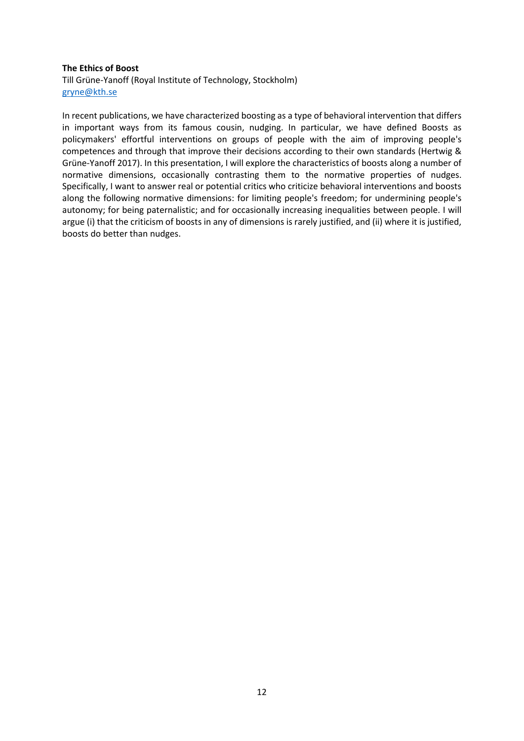**The Ethics of Boost**

Till Grüne-Yanoff (Royal Institute of Technology, Stockholm)
gryne@kth.se

In recent publications, we have characterized boosting as a type of behavioral intervention that differs in important ways from its famous cousin, nudging. In particular, we have defined Boosts as policymakers' effortful interventions on groups of people with the aim of improving people's competences and through that improve their decisions according to their own standards (Hertwig & Grüne-Yanoff 2017). In this presentation, I will explore the characteristics of boosts along a number of normative dimensions, occasionally contrasting them to the normative properties of nudges. Specifically, I want to answer real or potential critics who criticize behavioral interventions and boosts along the following normative dimensions: for limiting people's freedom; for undermining people's autonomy; for being paternalistic; and for occasionally increasing inequalities between people. I will argue (i) that the criticism of boosts in any of dimensions is rarely justified, and (ii) where it is justified, boosts do better than nudges.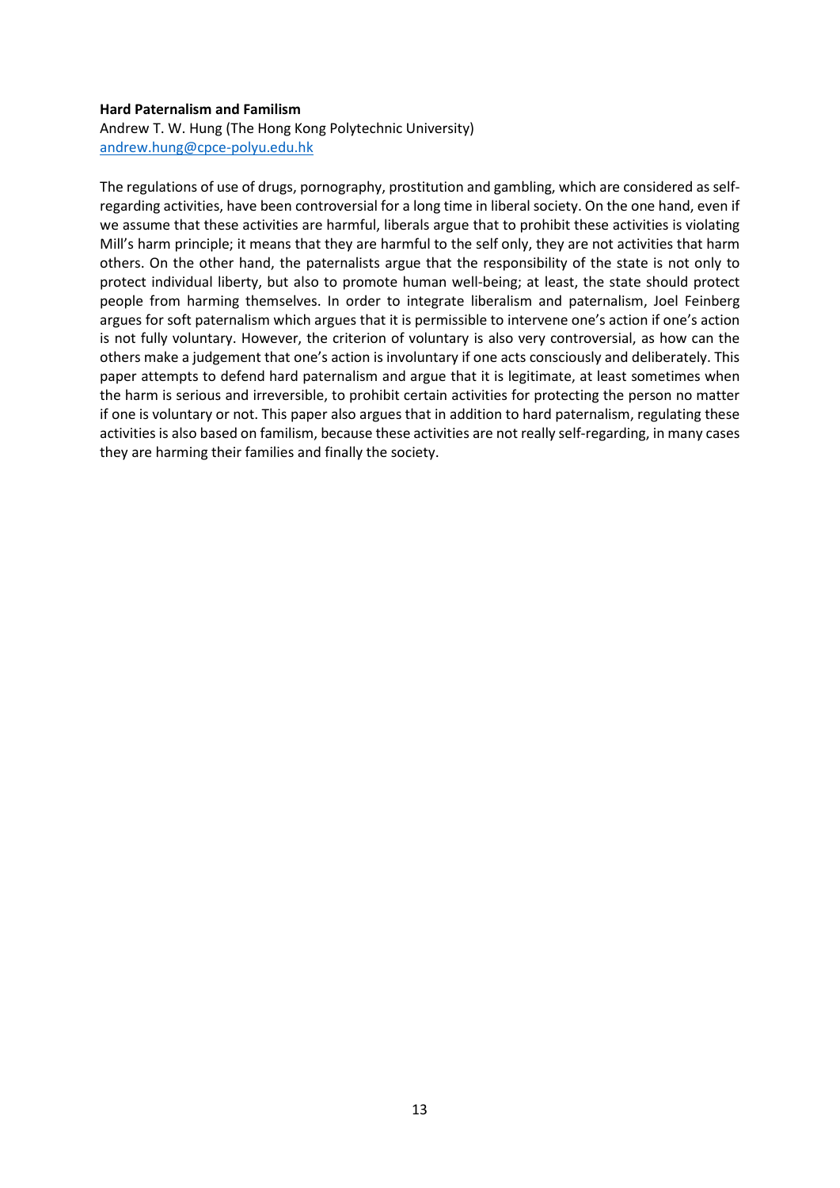**Hard Paternalism and Familism**

Andrew T. W. Hung (The Hong Kong Polytechnic University)
[andrew.hung@cpce-polyu.edu.hk](mailto:andrew.hung@cpce-polyu.edu.hk)

The regulations of use of drugs, pornography, prostitution and gambling, which are considered as self-regarding activities, have been controversial for a long time in liberal society. On the one hand, even if we assume that these activities are harmful, liberals argue that to prohibit these activities is violating Mill's harm principle; it means that they are harmful to the self only, they are not activities that harm others. On the other hand, the paternalists argue that the responsibility of the state is not only to protect individual liberty, but also to promote human well-being; at least, the state should protect people from harming themselves. In order to integrate liberalism and paternalism, Joel Feinberg argues for soft paternalism which argues that it is permissible to intervene one's action if one's action is not fully voluntary. However, the criterion of voluntary is also very controversial, as how can the others make a judgement that one's action is involuntary if one acts consciously and deliberately. This paper attempts to defend hard paternalism and argue that it is legitimate, at least sometimes when the harm is serious and irreversible, to prohibit certain activities for protecting the person no matter if one is voluntary or not. This paper also argues that in addition to hard paternalism, regulating these activities is also based on familism, because these activities are not really self-regarding, in many cases they are harming their families and finally the society.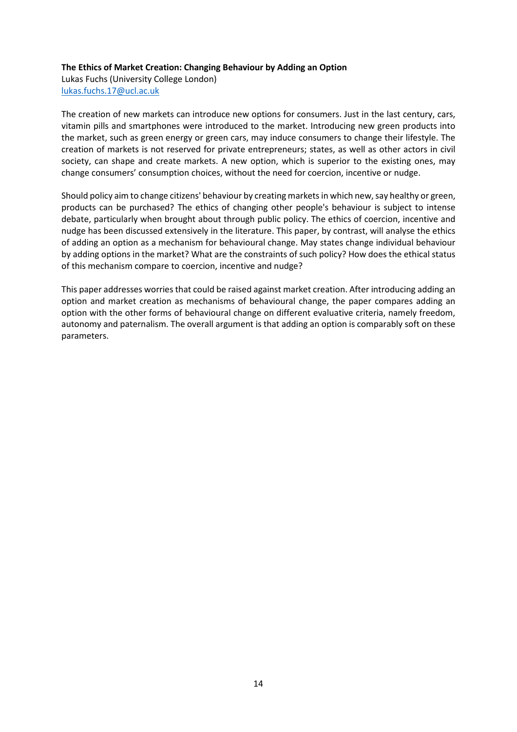**The Ethics of Market Creation: Changing Behaviour by Adding an Option**

Lukas Fuchs (University College London)
lukas.fuchs.17@ucl.ac.uk

The creation of new markets can introduce new options for consumers. Just in the last century, cars, vitamin pills and smartphones were introduced to the market. Introducing new green products into the market, such as green energy or green cars, may induce consumers to change their lifestyle. The creation of markets is not reserved for private entrepreneurs; states, as well as other actors in civil society, can shape and create markets. A new option, which is superior to the existing ones, may change consumers' consumption choices, without the need for coercion, incentive or nudge.

Should policy aim to change citizens' behaviour by creating markets in which new, say healthy or green, products can be purchased? The ethics of changing other people's behaviour is subject to intense debate, particularly when brought about through public policy. The ethics of coercion, incentive and nudge has been discussed extensively in the literature. This paper, by contrast, will analyse the ethics of adding an option as a mechanism for behavioural change. May states change individual behaviour by adding options in the market? What are the constraints of such policy? How does the ethical status of this mechanism compare to coercion, incentive and nudge?

This paper addresses worries that could be raised against market creation. After introducing adding an option and market creation as mechanisms of behavioural change, the paper compares adding an option with the other forms of behavioural change on different evaluative criteria, namely freedom, autonomy and paternalism. The overall argument is that adding an option is comparably soft on these parameters.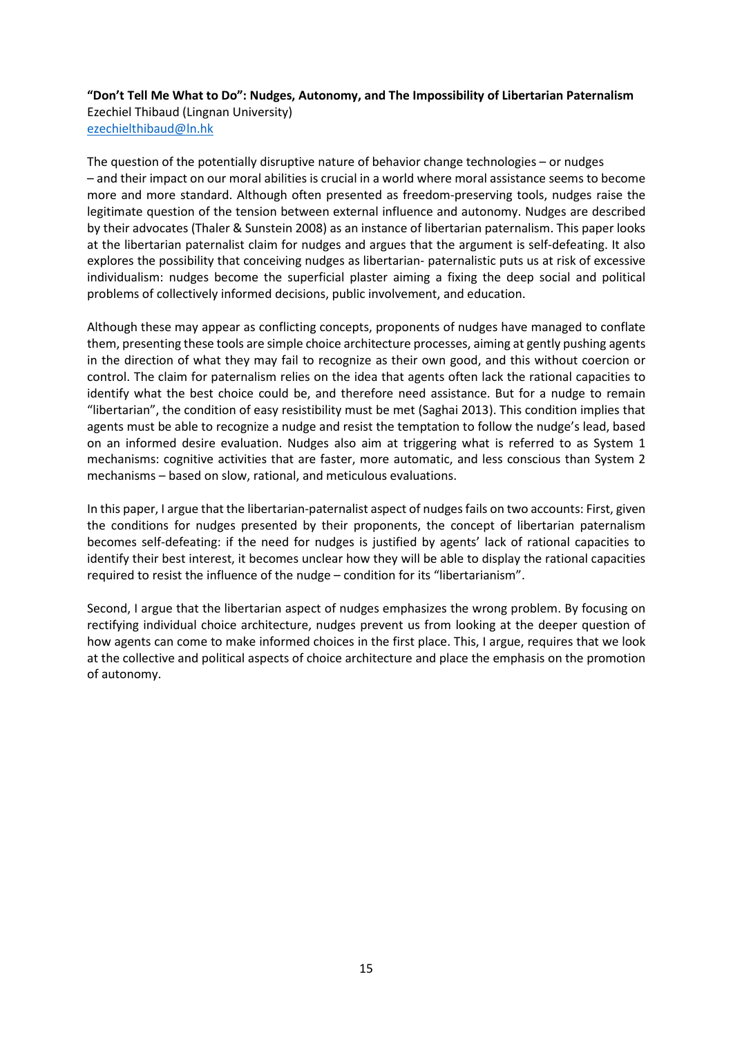**"Don't Tell Me What to Do": Nudges, Autonomy, and The Impossibility of Libertarian Paternalism**
Ezechiel Thibaud (Lingnan University)
ezechielthibaud@ln.hk

The question of the potentially disruptive nature of behavior change technologies – or nudges – and their impact on our moral abilities is crucial in a world where moral assistance seems to become more and more standard. Although often presented as freedom-preserving tools, nudges raise the legitimate question of the tension between external influence and autonomy. Nudges are described by their advocates (Thaler & Sunstein 2008) as an instance of libertarian paternalism. This paper looks at the libertarian paternalist claim for nudges and argues that the argument is self-defeating. It also explores the possibility that conceiving nudges as libertarian- paternalistic puts us at risk of excessive individualism: nudges become the superficial plaster aiming a fixing the deep social and political problems of collectively informed decisions, public involvement, and education.

Although these may appear as conflicting concepts, proponents of nudges have managed to conflate them, presenting these tools are simple choice architecture processes, aiming at gently pushing agents in the direction of what they may fail to recognize as their own good, and this without coercion or control. The claim for paternalism relies on the idea that agents often lack the rational capacities to identify what the best choice could be, and therefore need assistance. But for a nudge to remain "libertarian", the condition of easy resistibility must be met (Saghai 2013). This condition implies that agents must be able to recognize a nudge and resist the temptation to follow the nudge's lead, based on an informed desire evaluation. Nudges also aim at triggering what is referred to as System 1 mechanisms: cognitive activities that are faster, more automatic, and less conscious than System 2 mechanisms – based on slow, rational, and meticulous evaluations.

In this paper, I argue that the libertarian-paternalist aspect of nudges fails on two accounts: First, given the conditions for nudges presented by their proponents, the concept of libertarian paternalism becomes self-defeating: if the need for nudges is justified by agents' lack of rational capacities to identify their best interest, it becomes unclear how they will be able to display the rational capacities required to resist the influence of the nudge – condition for its "libertarianism".

Second, I argue that the libertarian aspect of nudges emphasizes the wrong problem. By focusing on rectifying individual choice architecture, nudges prevent us from looking at the deeper question of how agents can come to make informed choices in the first place. This, I argue, requires that we look at the collective and political aspects of choice architecture and place the emphasis on the promotion of autonomy.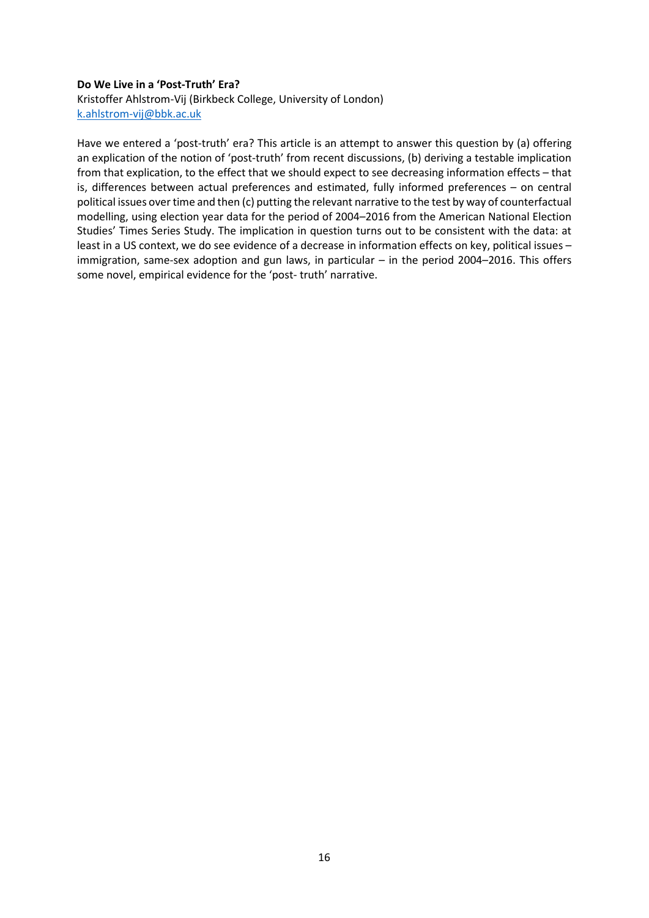**Do We Live in a 'Post-Truth' Era?**

Kristoffer Ahlstrom-Vij (Birkbeck College, University of London)
k.ahlstrom-vij@bbk.ac.uk

Have we entered a 'post-truth' era? This article is an attempt to answer this question by (a) offering an explication of the notion of 'post-truth' from recent discussions, (b) deriving a testable implication from that explication, to the effect that we should expect to see decreasing information effects – that is, differences between actual preferences and estimated, fully informed preferences – on central political issues over time and then (c) putting the relevant narrative to the test by way of counterfactual modelling, using election year data for the period of 2004–2016 from the American National Election Studies' Times Series Study. The implication in question turns out to be consistent with the data: at least in a US context, we do see evidence of a decrease in information effects on key, political issues – immigration, same-sex adoption and gun laws, in particular – in the period 2004–2016. This offers some novel, empirical evidence for the 'post- truth' narrative.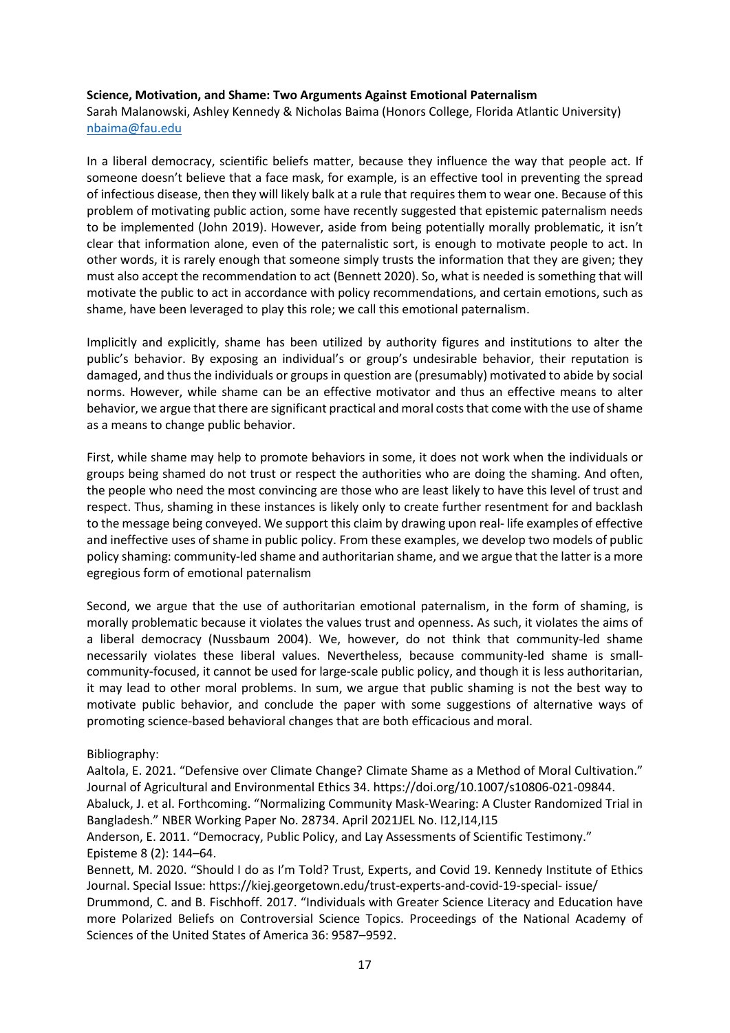**Science, Motivation, and Shame: Two Arguments Against Emotional Paternalism**

Sarah Malanowski, Ashley Kennedy & Nicholas Baima (Honors College, Florida Atlantic University)
nbaima@fau.edu

In a liberal democracy, scientific beliefs matter, because they influence the way that people act. If someone doesn't believe that a face mask, for example, is an effective tool in preventing the spread of infectious disease, then they will likely balk at a rule that requires them to wear one. Because of this problem of motivating public action, some have recently suggested that epistemic paternalism needs to be implemented (John 2019). However, aside from being potentially morally problematic, it isn't clear that information alone, even of the paternalistic sort, is enough to motivate people to act. In other words, it is rarely enough that someone simply trusts the information that they are given; they must also accept the recommendation to act (Bennett 2020). So, what is needed is something that will motivate the public to act in accordance with policy recommendations, and certain emotions, such as shame, have been leveraged to play this role; we call this emotional paternalism.

Implicitly and explicitly, shame has been utilized by authority figures and institutions to alter the public's behavior. By exposing an individual's or group's undesirable behavior, their reputation is damaged, and thus the individuals or groups in question are (presumably) motivated to abide by social norms. However, while shame can be an effective motivator and thus an effective means to alter behavior, we argue that there are significant practical and moral costs that come with the use of shame as a means to change public behavior.

First, while shame may help to promote behaviors in some, it does not work when the individuals or groups being shamed do not trust or respect the authorities who are doing the shaming. And often, the people who need the most convincing are those who are least likely to have this level of trust and respect. Thus, shaming in these instances is likely only to create further resentment for and backlash to the message being conveyed. We support this claim by drawing upon real- life examples of effective and ineffective uses of shame in public policy. From these examples, we develop two models of public policy shaming: community-led shame and authoritarian shame, and we argue that the latter is a more egregious form of emotional paternalism

Second, we argue that the use of authoritarian emotional paternalism, in the form of shaming, is morally problematic because it violates the values trust and openness. As such, it violates the aims of a liberal democracy (Nussbaum 2004). We, however, do not think that community-led shame necessarily violates these liberal values. Nevertheless, because community-led shame is small-community-focused, it cannot be used for large-scale public policy, and though it is less authoritarian, it may lead to other moral problems. In sum, we argue that public shaming is not the best way to motivate public behavior, and conclude the paper with some suggestions of alternative ways of promoting science-based behavioral changes that are both efficacious and moral.

Bibliography:

Aaltola, E. 2021. "Defensive over Climate Change? Climate Shame as a Method of Moral Cultivation." Journal of Agricultural and Environmental Ethics 34. https://doi.org/10.1007/s10806-021-09844.

Abaluck, J. et al. Forthcoming. "Normalizing Community Mask-Wearing: A Cluster Randomized Trial in Bangladesh." NBER Working Paper No. 28734. April 2021JEL No. I12,I14,I15

Anderson, E. 2011. "Democracy, Public Policy, and Lay Assessments of Scientific Testimony." Episteme 8 (2): 144–64.

Bennett, M. 2020. "Should I do as I'm Told? Trust, Experts, and Covid 19. Kennedy Institute of Ethics Journal. Special Issue: https://kiej.georgetown.edu/trust-experts-and-covid-19-special- issue/

Drummond, C. and B. Fischhoff. 2017. "Individuals with Greater Science Literacy and Education have more Polarized Beliefs on Controversial Science Topics. Proceedings of the National Academy of Sciences of the United States of America 36: 9587–9592.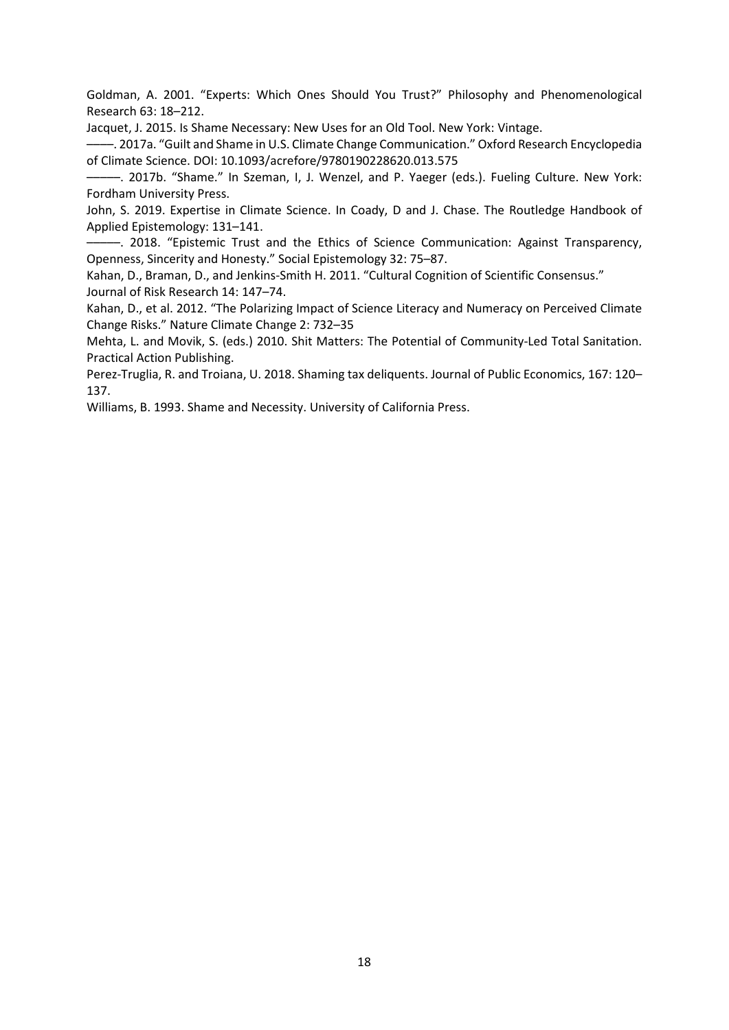Goldman, A. 2001. "Experts: Which Ones Should You Trust?" Philosophy and Phenomenological Research 63: 18–212.

Jacquet, J. 2015. Is Shame Necessary: New Uses for an Old Tool. New York: Vintage.

——. 2017a. "Guilt and Shame in U.S. Climate Change Communication." Oxford Research Encyclopedia of Climate Science. DOI: 10.1093/acrefore/9780190228620.013.575

———. 2017b. "Shame." In Szeman, I, J. Wenzel, and P. Yaeger (eds.). Fueling Culture. New York: Fordham University Press.

John, S. 2019. Expertise in Climate Science. In Coady, D and J. Chase. The Routledge Handbook of Applied Epistemology: 131–141.

———. 2018. "Epistemic Trust and the Ethics of Science Communication: Against Transparency, Openness, Sincerity and Honesty." Social Epistemology 32: 75–87.

Kahan, D., Braman, D., and Jenkins-Smith H. 2011. "Cultural Cognition of Scientific Consensus." Journal of Risk Research 14: 147–74.

Kahan, D., et al. 2012. "The Polarizing Impact of Science Literacy and Numeracy on Perceived Climate Change Risks." Nature Climate Change 2: 732–35

Mehta, L. and Movik, S. (eds.) 2010. Shit Matters: The Potential of Community-Led Total Sanitation. Practical Action Publishing.

Perez-Truglia, R. and Troiana, U. 2018. Shaming tax deliquents. Journal of Public Economics, 167: 120–137.

Williams, B. 1993. Shame and Necessity. University of California Press.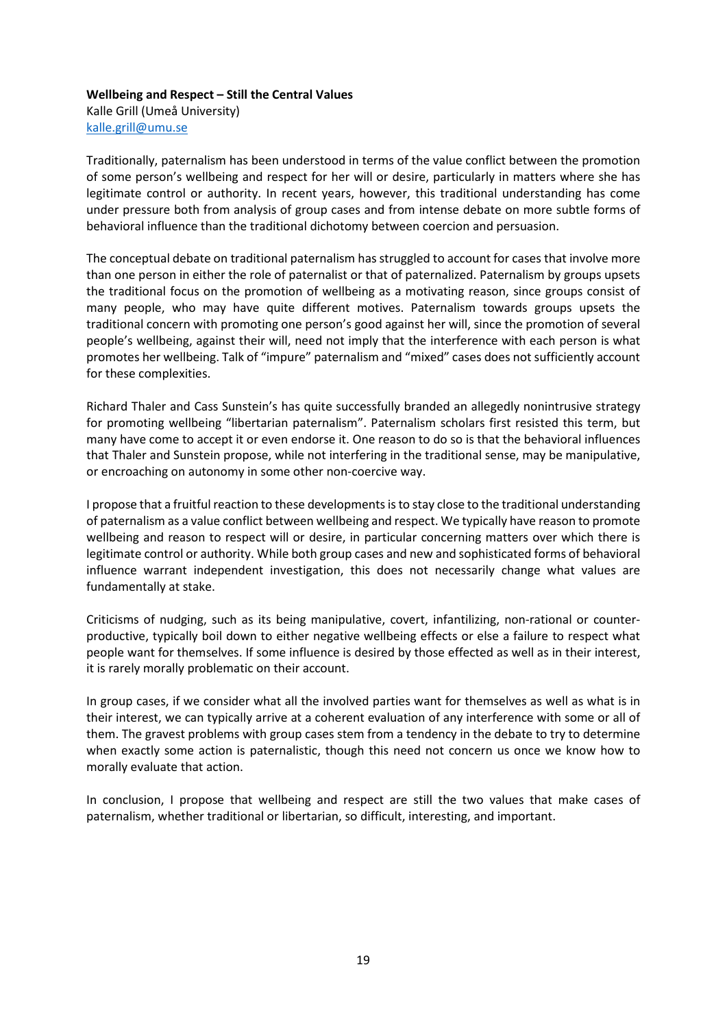**Wellbeing and Respect – Still the Central Values**

Kalle Grill (Umeå University)
kalle.grill@umu.se

Traditionally, paternalism has been understood in terms of the value conflict between the promotion of some person's wellbeing and respect for her will or desire, particularly in matters where she has legitimate control or authority. In recent years, however, this traditional understanding has come under pressure both from analysis of group cases and from intense debate on more subtle forms of behavioral influence than the traditional dichotomy between coercion and persuasion.

The conceptual debate on traditional paternalism has struggled to account for cases that involve more than one person in either the role of paternalist or that of paternalized. Paternalism by groups upsets the traditional focus on the promotion of wellbeing as a motivating reason, since groups consist of many people, who may have quite different motives. Paternalism towards groups upsets the traditional concern with promoting one person's good against her will, since the promotion of several people's wellbeing, against their will, need not imply that the interference with each person is what promotes her wellbeing. Talk of "impure" paternalism and "mixed" cases does not sufficiently account for these complexities.

Richard Thaler and Cass Sunstein's has quite successfully branded an allegedly nonintrusive strategy for promoting wellbeing "libertarian paternalism". Paternalism scholars first resisted this term, but many have come to accept it or even endorse it. One reason to do so is that the behavioral influences that Thaler and Sunstein propose, while not interfering in the traditional sense, may be manipulative, or encroaching on autonomy in some other non-coercive way.

I propose that a fruitful reaction to these developments is to stay close to the traditional understanding of paternalism as a value conflict between wellbeing and respect. We typically have reason to promote wellbeing and reason to respect will or desire, in particular concerning matters over which there is legitimate control or authority. While both group cases and new and sophisticated forms of behavioral influence warrant independent investigation, this does not necessarily change what values are fundamentally at stake.

Criticisms of nudging, such as its being manipulative, covert, infantilizing, non-rational or counter-productive, typically boil down to either negative wellbeing effects or else a failure to respect what people want for themselves. If some influence is desired by those effected as well as in their interest, it is rarely morally problematic on their account.

In group cases, if we consider what all the involved parties want for themselves as well as what is in their interest, we can typically arrive at a coherent evaluation of any interference with some or all of them. The gravest problems with group cases stem from a tendency in the debate to try to determine when exactly some action is paternalistic, though this need not concern us once we know how to morally evaluate that action.

In conclusion, I propose that wellbeing and respect are still the two values that make cases of paternalism, whether traditional or libertarian, so difficult, interesting, and important.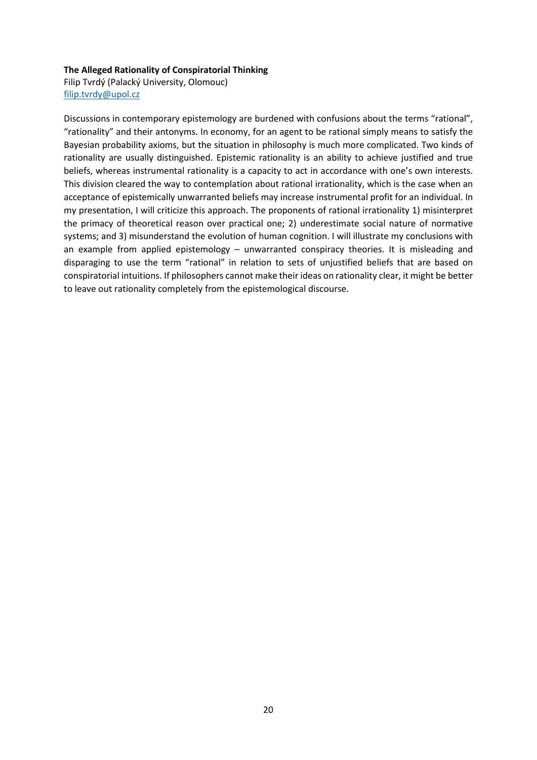**The Alleged Rationality of Conspiratorial Thinking**

Filip Tvrdý (Palacký University, Olomouc)
[filip.tvrdy@upol.cz](mailto:filip.tvrdy@upol.cz)

Discussions in contemporary epistemology are burdened with confusions about the terms "rational", "rationality" and their antonyms. In economy, for an agent to be rational simply means to satisfy the Bayesian probability axioms, but the situation in philosophy is much more complicated. Two kinds of rationality are usually distinguished. Epistemic rationality is an ability to achieve justified and true beliefs, whereas instrumental rationality is a capacity to act in accordance with one's own interests. This division cleared the way to contemplation about rational irrationality, which is the case when an acceptance of epistemically unwarranted beliefs may increase instrumental profit for an individual. In my presentation, I will criticize this approach. The proponents of rational irrationality 1) misinterpret the primacy of theoretical reason over practical one; 2) underestimate social nature of normative systems; and 3) misunderstand the evolution of human cognition. I will illustrate my conclusions with an example from applied epistemology – unwarranted conspiracy theories. It is misleading and disparaging to use the term "rational" in relation to sets of unjustified beliefs that are based on conspiratorial intuitions. If philosophers cannot make their ideas on rationality clear, it might be better to leave out rationality completely from the epistemological discourse.